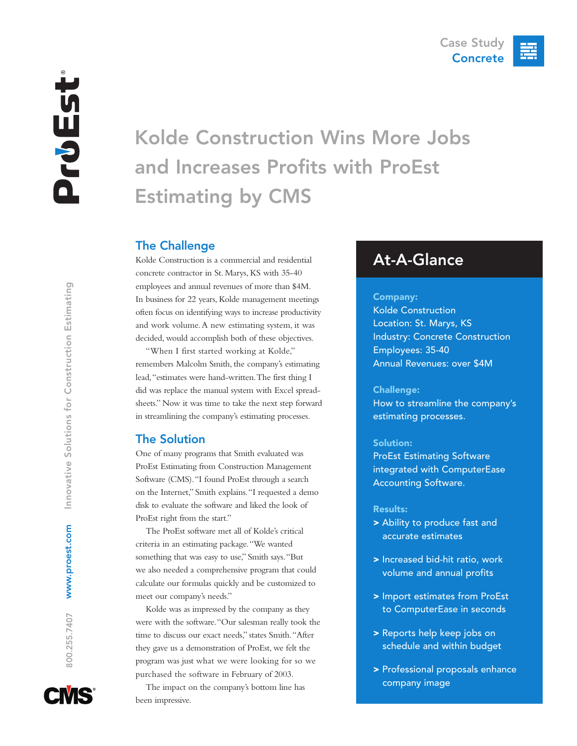Case Study
Concrete

# Kolde Construction Wins More Jobs and Increases Profits with ProEst Estimating by CMS

## The Challenge

Kolde Construction is a commercial and residential concrete contractor in St. Marys, KS with 35-40 employees and annual revenues of more than $4M. In business for 22 years, Kolde management meetings often focus on identifying ways to increase productivity and work volume. A new estimating system, it was decided, would accomplish both of these objectives.

"When I first started working at Kolde," remembers Malcolm Smith, the company's estimating lead, "estimates were hand-written. The first thing I did was replace the manual system with Excel spreadsheets." Now it was time to take the next step forward in streamlining the company's estimating processes.

## The Solution

One of many programs that Smith evaluated was ProEst Estimating from Construction Management Software (CMS). "I found ProEst through a search on the Internet," Smith explains. "I requested a demo disk to evaluate the software and liked the look of ProEst right from the start."

The ProEst software met all of Kolde's critical criteria in an estimating package. "We wanted something that was easy to use," Smith says. "But we also needed a comprehensive program that could calculate our formulas quickly and be customized to meet our company's needs."

Kolde was as impressed by the company as they were with the software. "Our salesman really took the time to discuss our exact needs," states Smith. "After they gave us a demonstration of ProEst, we felt the program was just what we were looking for so we purchased the software in February of 2003.

The impact on the company's bottom line has been impressive.

## At-A-Glance

**Company:**
Kolde Construction
Location: St. Marys, KS
Industry: Concrete Construction
Employees: 35-40
Annual Revenues: over $4M

**Challenge:**
How to streamline the company's estimating processes.

**Solution:**
ProEst Estimating Software integrated with ComputerEase Accounting Software.

**Results:**

> Ability to produce fast and accurate estimates

> Increased bid-hit ratio, work volume and annual profits

> Import estimates from ProEst to ComputerEase in seconds

> Reports help keep jobs on schedule and within budget

> Professional proposals enhance company image

800.255.7407 www.proest.com Innovative Solutions for Construction Estimating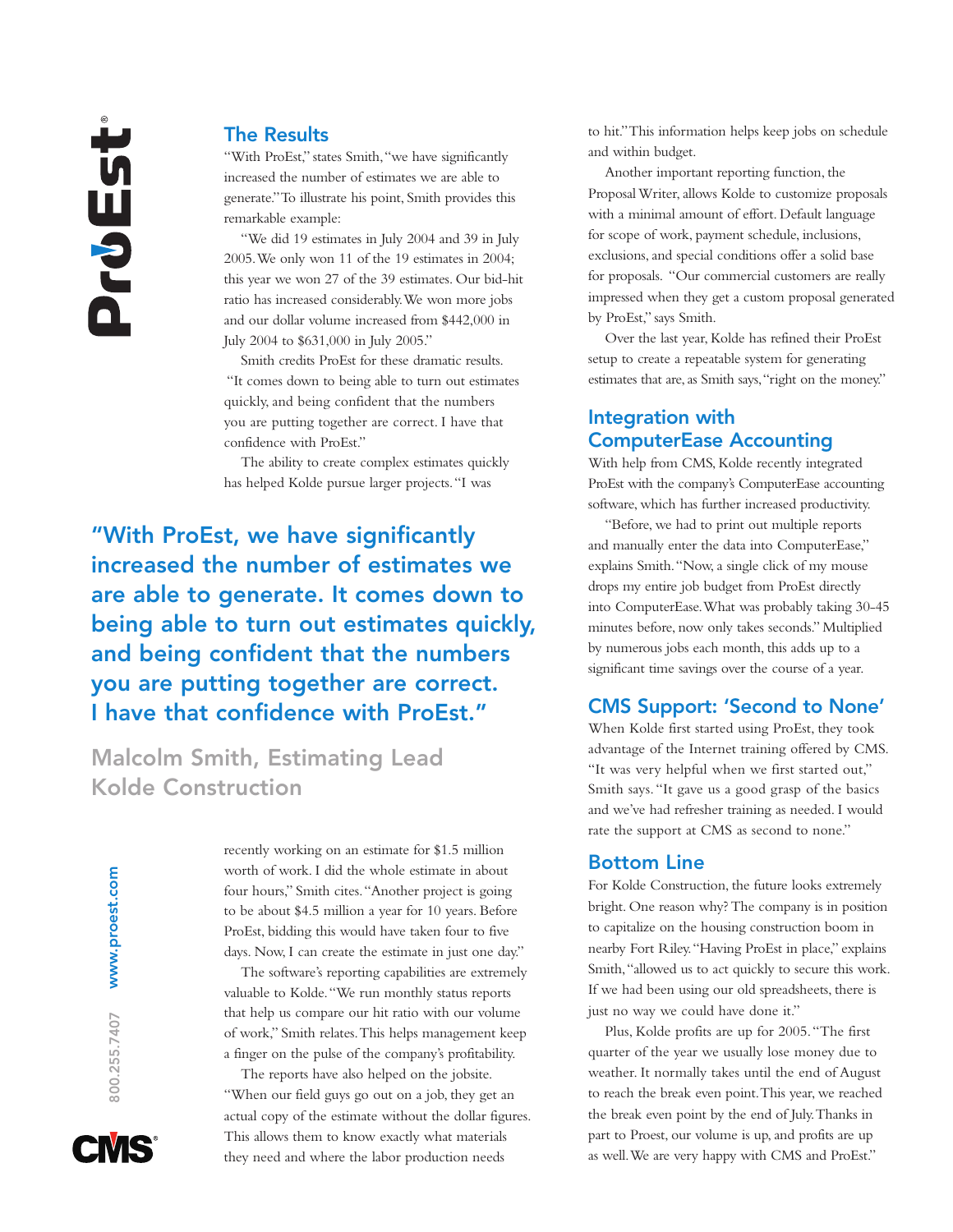## The Results

"With ProEst," states Smith, "we have significantly increased the number of estimates we are able to generate." To illustrate his point, Smith provides this remarkable example:

"We did 19 estimates in July 2004 and 39 in July 2005. We only won 11 of the 19 estimates in 2004; this year we won 27 of the 39 estimates. Our bid-hit ratio has increased considerably. We won more jobs and our dollar volume increased from $442,000 in July 2004 to $631,000 in July 2005."

Smith credits ProEst for these dramatic results. "It comes down to being able to turn out estimates quickly, and being confident that the numbers you are putting together are correct. I have that confidence with ProEst."

The ability to create complex estimates quickly has helped Kolde pursue larger projects. "I was recently working on an estimate for $1.5 million worth of work. I did the whole estimate in about four hours," Smith cites. "Another project is going to be about $4.5 million a year for 10 years. Before ProEst, bidding this would have taken four to five days. Now, I can create the estimate in just one day."

**"With ProEst, we have significantly increased the number of estimates we are able to generate. It comes down to being able to turn out estimates quickly, and being confident that the numbers you are putting together are correct. I have that confidence with ProEst."**

**Malcolm Smith, Estimating Lead**
**Kolde Construction**

The software's reporting capabilities are extremely valuable to Kolde. "We run monthly status reports that help us compare our hit ratio with our volume of work," Smith relates. This helps management keep a finger on the pulse of the company's profitability.

The reports have also helped on the jobsite. "When our field guys go out on a job, they get an actual copy of the estimate without the dollar figures. This allows them to know exactly what materials they need and where the labor production needs to hit." This information helps keep jobs on schedule and within budget.

Another important reporting function, the Proposal Writer, allows Kolde to customize proposals with a minimal amount of effort. Default language for scope of work, payment schedule, inclusions, exclusions, and special conditions offer a solid base for proposals. "Our commercial customers are really impressed when they get a custom proposal generated by ProEst," says Smith.

Over the last year, Kolde has refined their ProEst setup to create a repeatable system for generating estimates that are, as Smith says, "right on the money."

## Integration with ComputerEase Accounting

With help from CMS, Kolde recently integrated ProEst with the company's ComputerEase accounting software, which has further increased productivity.

"Before, we had to print out multiple reports and manually enter the data into ComputerEase," explains Smith. "Now, a single click of my mouse drops my entire job budget from ProEst directly into ComputerEase. What was probably taking 30-45 minutes before, now only takes seconds." Multiplied by numerous jobs each month, this adds up to a significant time savings over the course of a year.

## CMS Support: 'Second to None'

When Kolde first started using ProEst, they took advantage of the Internet training offered by CMS. "It was very helpful when we first started out," Smith says. "It gave us a good grasp of the basics and we've had refresher training as needed. I would rate the support at CMS as second to none."

## Bottom Line

For Kolde Construction, the future looks extremely bright. One reason why? The company is in position to capitalize on the housing construction boom in nearby Fort Riley. "Having ProEst in place," explains Smith, "allowed us to act quickly to secure this work. If we had been using our old spreadsheets, there is just no way we could have done it."

Plus, Kolde profits are up for 2005. "The first quarter of the year we usually lose money due to weather. It normally takes until the end of August to reach the break even point. This year, we reached the break even point by the end of July. Thanks in part to Proest, our volume is up, and profits are up as well. We are very happy with CMS and ProEst."

800.255.7407 www.proest.com